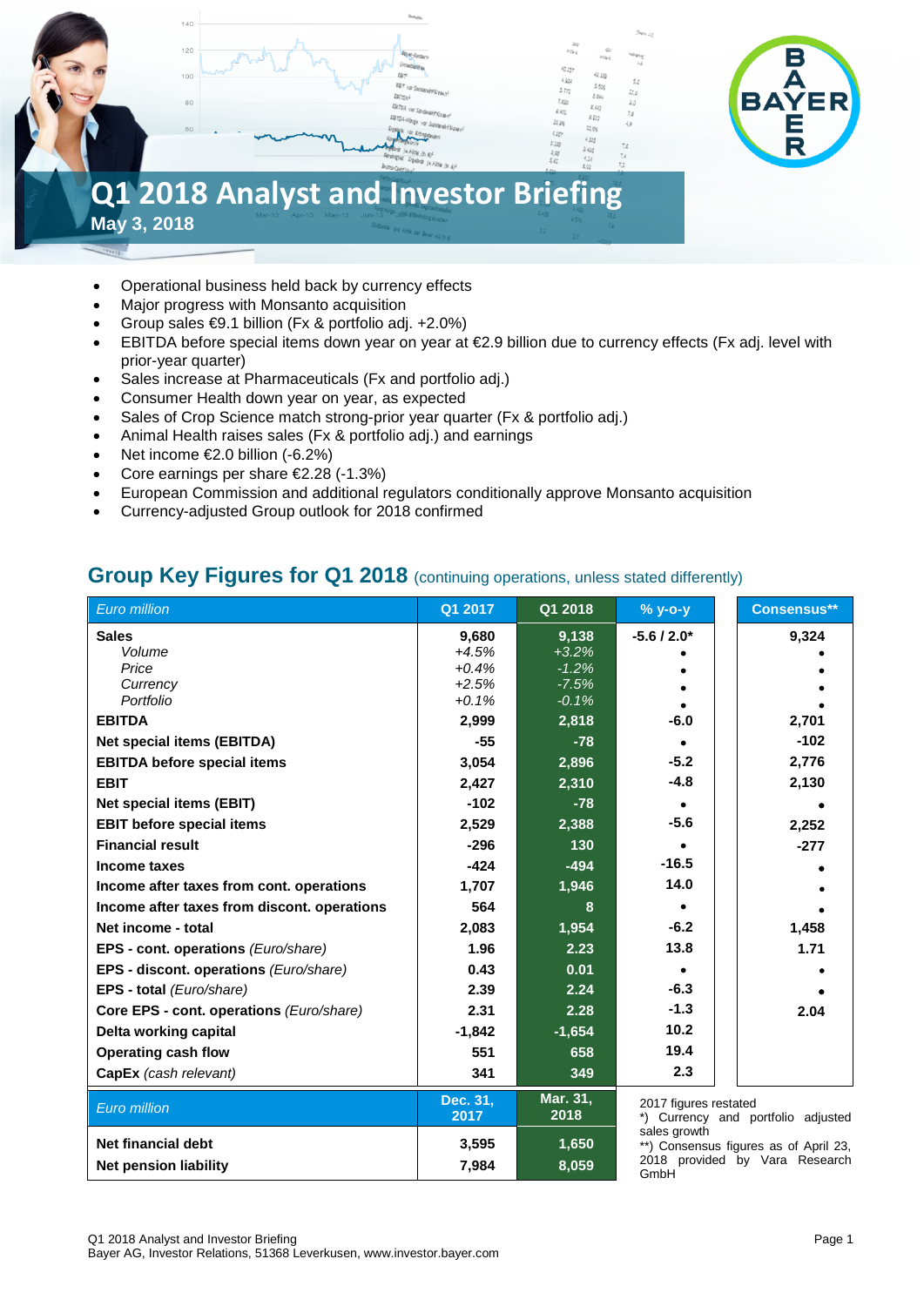# Q1 2018 Analyst and Investor Briefing

**May 3, 2018**

- Operational business held back by currency effects
- Major progress with Monsanto acquisition
- Group sales €9.1 billion (Fx & portfolio adj. +2.0%)
- EBITDA before special items down year on year at €2.9 billion due to currency effects (Fx adj. level with prior-year quarter)
- Sales increase at Pharmaceuticals (Fx and portfolio adj.)
- Consumer Health down year on year, as expected
- Sales of Crop Science match strong-prior year quarter (Fx & portfolio adj.)
- Animal Health raises sales (Fx & portfolio adj.) and earnings
- Net income €2.0 billion (-6.2%)
- Core earnings per share €2.28 (-1.3%)
- European Commission and additional regulators conditionally approve Monsanto acquisition
- Currency-adjusted Group outlook for 2018 confirmed

## Group Key Figures for Q1 2018 (continuing operations, unless stated differently)

| *Euro million* | Q1 2017 | Q1 2018 | % y-o-y | Consensus** |
|---|---|---|---|---|
| **Sales** | 9,680 | 9,138 | -5.6 / 2.0* | 9,324 |
| *Volume* | *+4.5%* | *+3.2%* | • | • |
| *Price* | *+0.4%* | *-1.2%* | • | • |
| *Currency* | *+2.5%* | *-7.5%* | • | • |
| *Portfolio* | *+0.1%* | *-0.1%* | • | • |
| **EBITDA** | 2,999 | 2,818 | -6.0 | 2,701 |
| **Net special items (EBITDA)** | -55 | -78 | • | -102 |
| **EBITDA before special items** | 3,054 | 2,896 | -5.2 | 2,776 |
| **EBIT** | 2,427 | 2,310 | -4.8 | 2,130 |
| **Net special items (EBIT)** | -102 | -78 | • | • |
| **EBIT before special items** | 2,529 | 2,388 | -5.6 | 2,252 |
| **Financial result** | -296 | 130 | • | -277 |
| **Income taxes** | -424 | -494 | -16.5 | • |
| **Income after taxes from cont. operations** | 1,707 | 1,946 | 14.0 | • |
| **Income after taxes from discont. operations** | 564 | 8 | • | • |
| **Net income - total** | 2,083 | 1,954 | -6.2 | 1,458 |
| **EPS - cont. operations** *(Euro/share)* | 1.96 | 2.23 | 13.8 | 1.71 |
| **EPS - discont. operations** *(Euro/share)* | 0.43 | 0.01 | • | • |
| **EPS - total** *(Euro/share)* | 2.39 | 2.24 | -6.3 | • |
| **Core EPS - cont. operations** *(Euro/share)* | 2.31 | 2.28 | -1.3 | 2.04 |
| **Delta working capital** | -1,842 | -1,654 | 10.2 | |
| **Operating cash flow** | 551 | 658 | 19.4 | |
| **CapEx** *(cash relevant)* | 341 | 349 | 2.3 | |

| *Euro million* | Dec. 31, 2017 | Mar. 31, 2018 |
|---|---|---|
| **Net financial debt** | 3,595 | 1,650 |
| **Net pension liability** | 7,984 | 8,059 |

2017 figures restated
*) Currency and portfolio adjusted sales growth
**) Consensus figures as of April 23, 2018 provided by Vara Research GmbH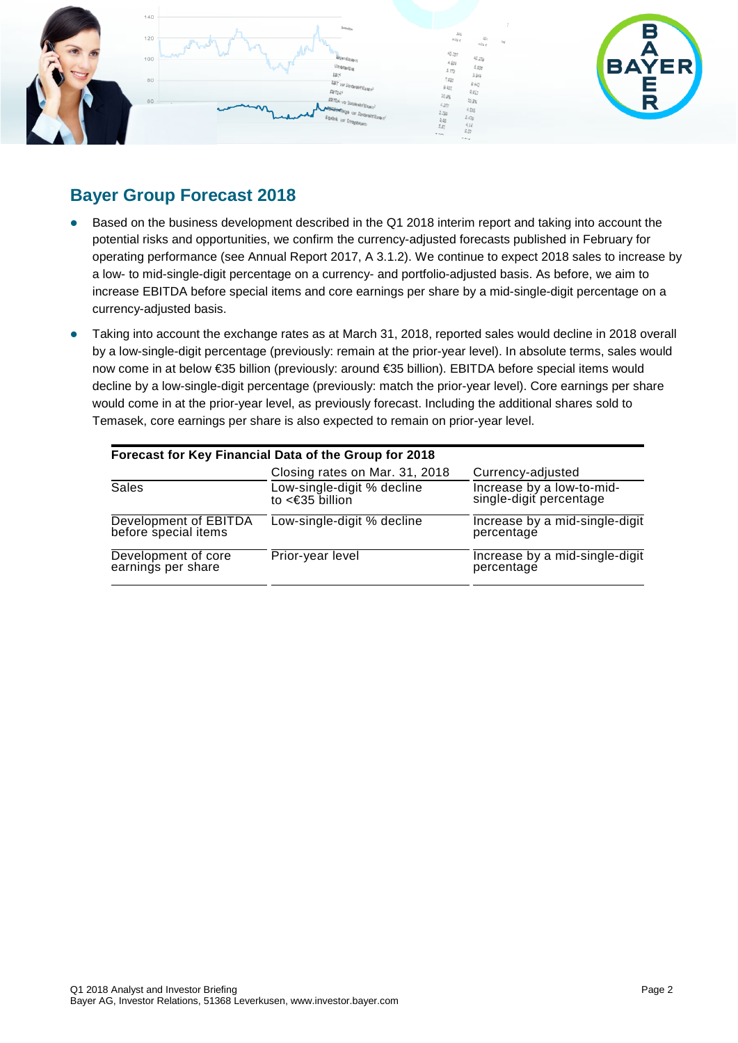## Bayer Group Forecast 2018

- Based on the business development described in the Q1 2018 interim report and taking into account the potential risks and opportunities, we confirm the currency-adjusted forecasts published in February for operating performance (see Annual Report 2017, A 3.1.2). We continue to expect 2018 sales to increase by a low- to mid-single-digit percentage on a currency- and portfolio-adjusted basis. As before, we aim to increase EBITDA before special items and core earnings per share by a mid-single-digit percentage on a currency-adjusted basis.
- Taking into account the exchange rates as at March 31, 2018, reported sales would decline in 2018 overall by a low-single-digit percentage (previously: remain at the prior-year level). In absolute terms, sales would now come in at below €35 billion (previously: around €35 billion). EBITDA before special items would decline by a low-single-digit percentage (previously: match the prior-year level). Core earnings per share would come in at the prior-year level, as previously forecast. Including the additional shares sold to Temasek, core earnings per share is also expected to remain on prior-year level.

**Forecast for Key Financial Data of the Group for 2018**

| | Closing rates on Mar. 31, 2018 | Currency-adjusted |
|---|---|---|
| Sales | Low-single-digit % decline to <€35 billion | Increase by a low-to-mid-single-digit percentage |
| Development of EBITDA before special items | Low-single-digit % decline | Increase by a mid-single-digit percentage |
| Development of core earnings per share | Prior-year level | Increase by a mid-single-digit percentage |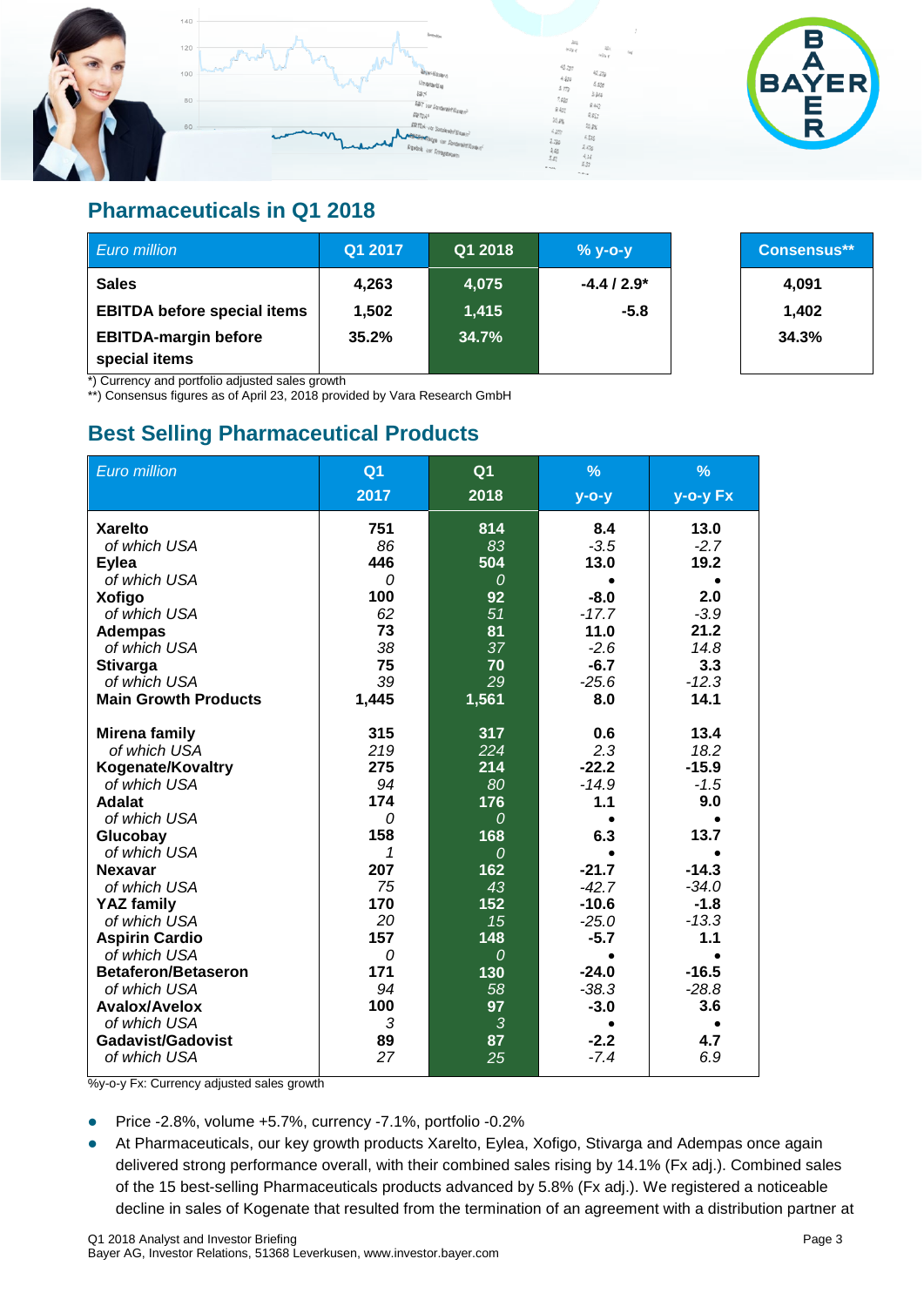## Pharmaceuticals in Q1 2018

| Euro million | Q1 2017 | Q1 2018 | % y-o-y | Consensus** |
|---|---|---|---|---|
| **Sales** | 4,263 | 4,075 | -4.4 / 2.9* | 4,091 |
| **EBITDA before special items** | 1,502 | 1,415 | -5.8 | 1,402 |
| **EBITDA-margin before special items** | 35.2% | 34.7% | | 34.3% |

*) Currency and portfolio adjusted sales growth
**) Consensus figures as of April 23, 2018 provided by Vara Research GmbH

## Best Selling Pharmaceutical Products

| Euro million | Q1 2017 | Q1 2018 | % y-o-y | % y-o-y Fx |
|---|---|---|---|---|
| **Xarelto** | **751** | **814** | **8.4** | **13.0** |
| *of which USA* | *86* | *83* | *-3.5* | *-2.7* |
| **Eylea** | **446** | **504** | **13.0** | **19.2** |
| *of which USA* | *0* | *0* | • | • |
| **Xofigo** | **100** | **92** | **-8.0** | **2.0** |
| *of which USA* | *62* | *51* | *-17.7* | *-3.9* |
| **Adempas** | **73** | **81** | **11.0** | **21.2** |
| *of which USA* | *38* | *37* | *-2.6* | *14.8* |
| **Stivarga** | **75** | **70** | **-6.7** | **3.3** |
| *of which USA* | *39* | *29* | *-25.6* | *-12.3* |
| **Main Growth Products** | **1,445** | **1,561** | **8.0** | **14.1** |
| **Mirena family** | **315** | **317** | **0.6** | **13.4** |
| *of which USA* | *219* | *224* | *2.3* | *18.2* |
| **Kogenate/Kovaltry** | **275** | **214** | **-22.2** | **-15.9** |
| *of which USA* | *94* | *80* | *-14.9* | *-1.5* |
| **Adalat** | **174** | **176** | **1.1** | **9.0** |
| *of which USA* | *0* | *0* | • | • |
| **Glucobay** | **158** | **168** | **6.3** | **13.7** |
| *of which USA* | *1* | *0* | • | • |
| **Nexavar** | **207** | **162** | **-21.7** | **-14.3** |
| *of which USA* | *75* | *43* | *-42.7* | *-34.0* |
| **YAZ family** | **170** | **152** | **-10.6** | **-1.8** |
| *of which USA* | *20* | *15* | *-25.0* | *-13.3* |
| **Aspirin Cardio** | **157** | **148** | **-5.7** | **1.1** |
| *of which USA* | *0* | *0* | • | • |
| **Betaferon/Betaseron** | **171** | **130** | **-24.0** | **-16.5** |
| *of which USA* | *94* | *58* | *-38.3* | *-28.8* |
| **Avalox/Avelox** | **100** | **97** | **-3.0** | **3.6** |
| *of which USA* | *3* | *3* | • | • |
| **Gadavist/Gadovist** | **89** | **87** | **-2.2** | **4.7** |
| *of which USA* | *27* | *25* | *-7.4* | *6.9* |

%y-o-y Fx: Currency adjusted sales growth

- Price -2.8%, volume +5.7%, currency -7.1%, portfolio -0.2%
- At Pharmaceuticals, our key growth products Xarelto, Eylea, Xofigo, Stivarga and Adempas once again delivered strong performance overall, with their combined sales rising by 14.1% (Fx adj.). Combined sales of the 15 best-selling Pharmaceuticals products advanced by 5.8% (Fx adj.). We registered a noticeable decline in sales of Kogenate that resulted from the termination of an agreement with a distribution partner at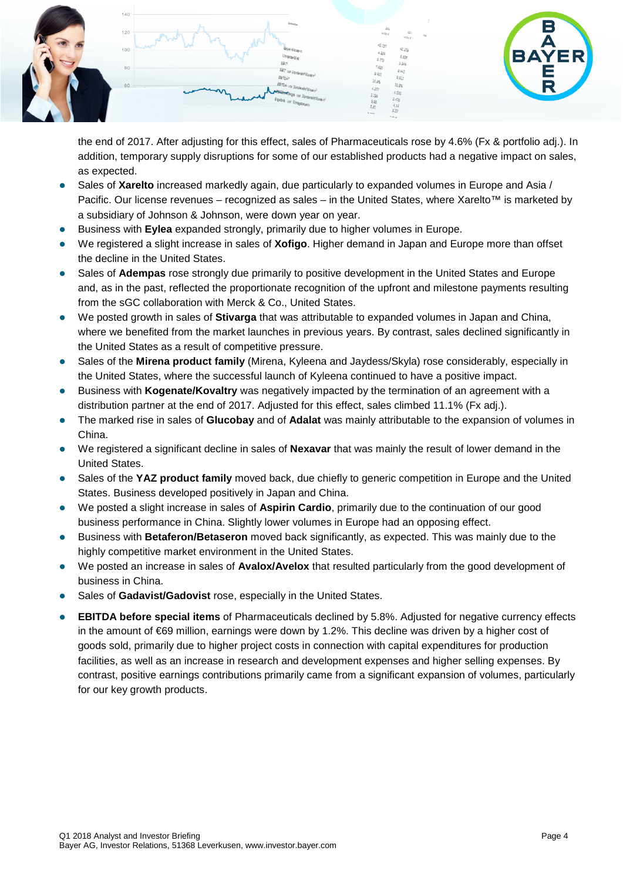the end of 2017. After adjusting for this effect, sales of Pharmaceuticals rose by 4.6% (Fx & portfolio adj.). In addition, temporary supply disruptions for some of our established products had a negative impact on sales, as expected.

- Sales of **Xarelto** increased markedly again, due particularly to expanded volumes in Europe and Asia / Pacific. Our license revenues – recognized as sales – in the United States, where Xarelto™ is marketed by a subsidiary of Johnson & Johnson, were down year on year.
- Business with **Eylea** expanded strongly, primarily due to higher volumes in Europe.
- We registered a slight increase in sales of **Xofigo**. Higher demand in Japan and Europe more than offset the decline in the United States.
- Sales of **Adempas** rose strongly due primarily to positive development in the United States and Europe and, as in the past, reflected the proportionate recognition of the upfront and milestone payments resulting from the sGC collaboration with Merck & Co., United States.
- We posted growth in sales of **Stivarga** that was attributable to expanded volumes in Japan and China, where we benefited from the market launches in previous years. By contrast, sales declined significantly in the United States as a result of competitive pressure.
- Sales of the **Mirena product family** (Mirena, Kyleena and Jaydess/Skyla) rose considerably, especially in the United States, where the successful launch of Kyleena continued to have a positive impact.
- Business with **Kogenate/Kovaltry** was negatively impacted by the termination of an agreement with a distribution partner at the end of 2017. Adjusted for this effect, sales climbed 11.1% (Fx adj.).
- The marked rise in sales of **Glucobay** and of **Adalat** was mainly attributable to the expansion of volumes in China.
- We registered a significant decline in sales of **Nexavar** that was mainly the result of lower demand in the United States.
- Sales of the **YAZ product family** moved back, due chiefly to generic competition in Europe and the United States. Business developed positively in Japan and China.
- We posted a slight increase in sales of **Aspirin Cardio**, primarily due to the continuation of our good business performance in China. Slightly lower volumes in Europe had an opposing effect.
- Business with **Betaferon/Betaseron** moved back significantly, as expected. This was mainly due to the highly competitive market environment in the United States.
- We posted an increase in sales of **Avalox/Avelox** that resulted particularly from the good development of business in China.
- Sales of **Gadavist/Gadovist** rose, especially in the United States.

- **EBITDA before special items** of Pharmaceuticals declined by 5.8%. Adjusted for negative currency effects in the amount of €69 million, earnings were down by 1.2%. This decline was driven by a higher cost of goods sold, primarily due to higher project costs in connection with capital expenditures for production facilities, as well as an increase in research and development expenses and higher selling expenses. By contrast, positive earnings contributions primarily came from a significant expansion of volumes, particularly for our key growth products.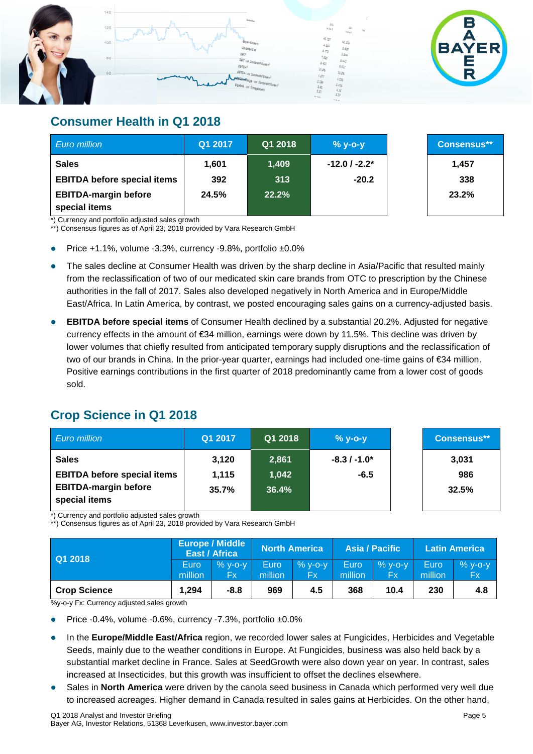## Consumer Health in Q1 2018

| *Euro million* | Q1 2017 | Q1 2018 | % y-o-y | | Consensus** |
|---|---|---|---|---|---|
| **Sales** | 1,601 | 1,409 | -12.0 / -2.2* | | 1,457 |
| **EBITDA before special items** | 392 | 313 | -20.2 | | 338 |
| **EBITDA-margin before special items** | 24.5% | 22.2% | | | 23.2% |

*) Currency and portfolio adjusted sales growth
**) Consensus figures as of April 23, 2018 provided by Vara Research GmbH

- Price +1.1%, volume -3.3%, currency -9.8%, portfolio ±0.0%
- The sales decline at Consumer Health was driven by the sharp decline in Asia/Pacific that resulted mainly from the reclassification of two of our medicated skin care brands from OTC to prescription by the Chinese authorities in the fall of 2017. Sales also developed negatively in North America and in Europe/Middle East/Africa. In Latin America, by contrast, we posted encouraging sales gains on a currency-adjusted basis.
- **EBITDA before special items** of Consumer Health declined by a substantial 20.2%. Adjusted for negative currency effects in the amount of €34 million, earnings were down by 11.5%. This decline was driven by lower volumes that chiefly resulted from anticipated temporary supply disruptions and the reclassification of two of our brands in China. In the prior-year quarter, earnings had included one-time gains of €34 million. Positive earnings contributions in the first quarter of 2018 predominantly came from a lower cost of goods sold.

## Crop Science in Q1 2018

| *Euro million* | Q1 2017 | Q1 2018 | % y-o-y | | Consensus** |
|---|---|---|---|---|---|
| **Sales** | 3,120 | 2,861 | -8.3 / -1.0* | | 3,031 |
| **EBITDA before special items** | 1,115 | 1,042 | -6.5 | | 986 |
| **EBITDA-margin before special items** | 35.7% | 36.4% | | | 32.5% |

*) Currency and portfolio adjusted sales growth
**) Consensus figures as of April 23, 2018 provided by Vara Research GmbH

| Q1 2018 | Europe / Middle East / Africa | | North America | | Asia / Pacific | | Latin America | |
|---|---|---|---|---|---|---|---|---|
| | Euro million | % y-o-y Fx | Euro million | % y-o-y Fx | Euro million | % y-o-y Fx | Euro million | % y-o-y Fx |
| **Crop Science** | 1,294 | -8.8 | 969 | 4.5 | 368 | 10.4 | 230 | 4.8 |

%y-o-y Fx: Currency adjusted sales growth

- Price -0.4%, volume -0.6%, currency -7.3%, portfolio ±0.0%
- In the **Europe/Middle East/Africa** region, we recorded lower sales at Fungicides, Herbicides and Vegetable Seeds, mainly due to the weather conditions in Europe. At Fungicides, business was also held back by a substantial market decline in France. Sales at SeedGrowth were also down year on year. In contrast, sales increased at Insecticides, but this growth was insufficient to offset the declines elsewhere.
- Sales in **North America** were driven by the canola seed business in Canada which performed very well due to increased acreages. Higher demand in Canada resulted in sales gains at Herbicides. On the other hand,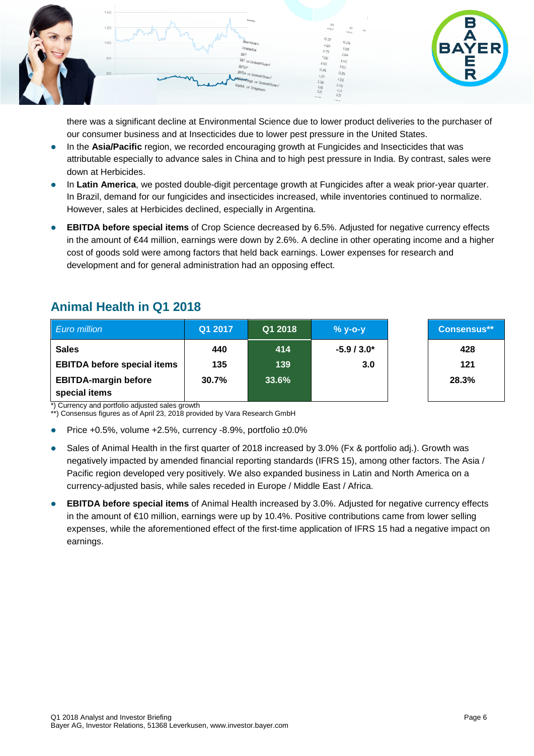there was a significant decline at Environmental Science due to lower product deliveries to the purchaser of our consumer business and at Insecticides due to lower pest pressure in the United States.

- In the **Asia/Pacific** region, we recorded encouraging growth at Fungicides and Insecticides that was attributable especially to advance sales in China and to high pest pressure in India. By contrast, sales were down at Herbicides.
- In **Latin America**, we posted double-digit percentage growth at Fungicides after a weak prior-year quarter. In Brazil, demand for our fungicides and insecticides increased, while inventories continued to normalize. However, sales at Herbicides declined, especially in Argentina.
- **EBITDA before special items** of Crop Science decreased by 6.5%. Adjusted for negative currency effects in the amount of €44 million, earnings were down by 2.6%. A decline in other operating income and a higher cost of goods sold were among factors that held back earnings. Lower expenses for research and development and for general administration had an opposing effect.

## Animal Health in Q1 2018

| *Euro million* | Q1 2017 | Q1 2018 | % y-o-y | Consensus** |
|---|---|---|---|---|
| **Sales** | 440 | 414 | -5.9 / 3.0* | 428 |
| **EBITDA before special items** | 135 | 139 | 3.0 | 121 |
| **EBITDA-margin before special items** | 30.7% | 33.6% | | 28.3% |

*) Currency and portfolio adjusted sales growth
**) Consensus figures as of April 23, 2018 provided by Vara Research GmbH

- Price +0.5%, volume +2.5%, currency -8.9%, portfolio ±0.0%
- Sales of Animal Health in the first quarter of 2018 increased by 3.0% (Fx & portfolio adj.). Growth was negatively impacted by amended financial reporting standards (IFRS 15), among other factors. The Asia / Pacific region developed very positively. We also expanded business in Latin and North America on a currency-adjusted basis, while sales receded in Europe / Middle East / Africa.
- **EBITDA before special items** of Animal Health increased by 3.0%. Adjusted for negative currency effects in the amount of €10 million, earnings were up by 10.4%. Positive contributions came from lower selling expenses, while the aforementioned effect of the first-time application of IFRS 15 had a negative impact on earnings.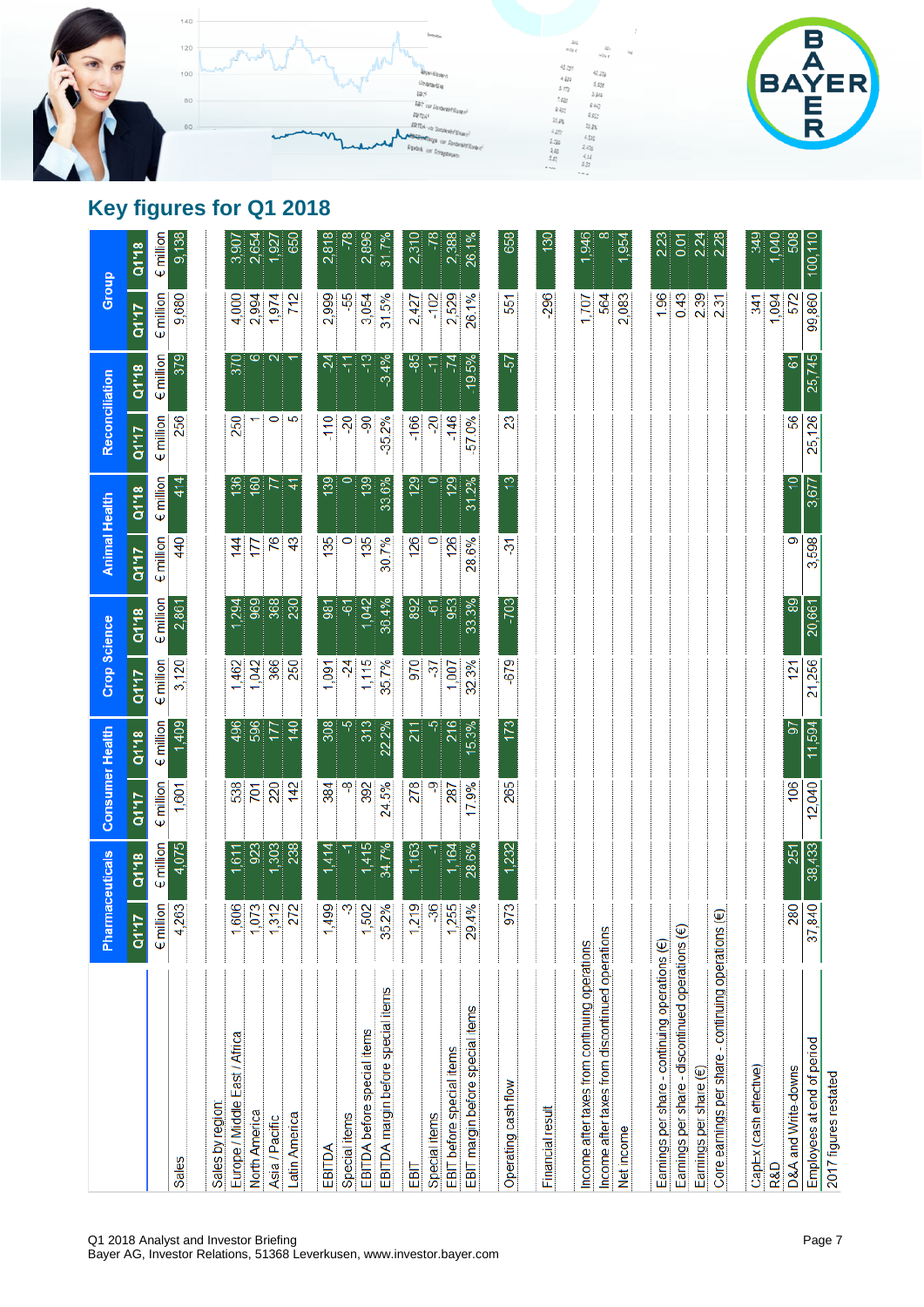## Key figures for Q1 2018

| | Pharmaceuticals | | Consumer Health | | Crop Science | | Animal Health | | Reconciliation | | Group | |
|---|---|---|---|---|---|---|---|---|---|---|---|---|
| | Q1'17 | Q1'18 | Q1'17 | Q1'18 | Q1'17 | Q1'18 | Q1'17 | Q1'18 | Q1'17 | Q1'18 | Q1'17 | Q1'18 |
| | € million | € million | € million | € million | € million | € million | € million | € million | € million | € million | € million | € million |
| Sales | 4,263 | 4,075 | 1,601 | 1,409 | 3,120 | 2,861 | 440 | 414 | 256 | 379 | 9,680 | 9,138 |
| Sales by region: | | | | | | | | | | | | |
| Europe / Middle East / Africa | 1,606 | 1,611 | 538 | 496 | 1,462 | 1,294 | 144 | 136 | 250 | 370 | 4,000 | 3,907 |
| North America | 1,073 | 923 | 701 | 596 | 1,042 | 969 | 177 | 160 | 1 | 6 | 2,994 | 2,654 |
| Asia / Pacific | 1,312 | 1,303 | 220 | 177 | 366 | 368 | 76 | 77 | 0 | 2 | 1,974 | 1,927 |
| Latin America | 272 | 238 | 142 | 140 | 250 | 230 | 43 | 41 | 5 | 1 | 712 | 650 |
| EBITDA | 1,499 | 1,414 | 384 | 308 | 1,091 | 981 | 135 | 139 | -110 | -24 | 2,999 | 2,818 |
| Special items | -3 | -1 | -8 | -5 | -24 | -61 | 0 | 0 | -20 | -11 | -55 | -78 |
| EBITDA before special items | 1,502 | 1,415 | 392 | 313 | 1,115 | 1,042 | 135 | 139 | -90 | -13 | 3,054 | 2,896 |
| EBITDA margin before special items | 35.2% | 34.7% | 24.5% | 22.2% | 35.7% | 36.4% | 30.7% | 33.6% | -35.2% | -3.4% | 31.5% | 31.7% |
| EBIT | 1,219 | 1,163 | 278 | 211 | 970 | 892 | 126 | 129 | -166 | -85 | 2,427 | 2,310 |
| Special items | -36 | -1 | -9 | -5 | -37 | -61 | 0 | 0 | -20 | -11 | -102 | -78 |
| EBIT before special items | 1,255 | 1,164 | 287 | 216 | 1,007 | 953 | 126 | 129 | -146 | -74 | 2,529 | 2,388 |
| EBIT margin before special items | 29.4% | 28.6% | 17.9% | 15.3% | 32.3% | 33.3% | 28.6% | 31.2% | -57.0% | -19.5% | 26.1% | 26.1% |
| Operating cash flow | 973 | 1,232 | 265 | 173 | -679 | -703 | 31 | 13 | 23 | -57 | 551 | 658 |
| Financial result | | | | | | | | | | | -296 | 130 |
| Income after taxes from continuing operations | | | | | | | | | | | 1,707 | 1,946 |
| Income after taxes from discontinued operations | | | | | | | | | | | 564 | 8 |
| Net income | | | | | | | | | | | 2,083 | 1,954 |
| Earnings per share - continuing operations (€) | | | | | | | | | | | 1.96 | 2.23 |
| Earnings per share - discontinued operations (€) | | | | | | | | | | | 0.43 | 0.01 |
| Earnings per share (€) | | | | | | | | | | | 2.39 | 2.24 |
| Core earnings per share - continuing operations (€) | | | | | | | | | | | 2.31 | 2.28 |
| CapEx (cash effective) | | | | | | | | | | | 341 | 349 |
| R&D | | | | | | | | | | | 1,094 | 1,040 |
| D&A and Write-downs | 280 | 251 | 106 | 97 | 121 | 89 | 9 | 10 | 56 | 61 | 572 | 508 |
| Employees at end of period | 37,840 | 38,433 | 12,040 | 11,504 | 21,256 | 20,661 | 3,598 | 3,677 | 25,126 | 25,745 | 99,860 | 100,110 |

2017 figures restated

Q1 2018 Analyst and Investor Briefing
Bayer AG, Investor Relations, 51368 Leverkusen, www.investor.bayer.com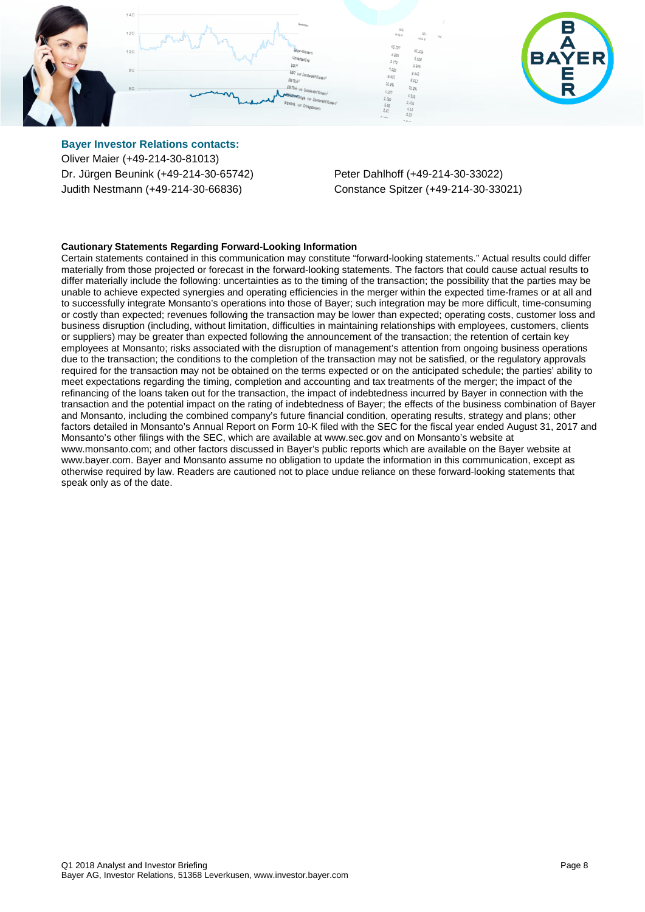**Bayer Investor Relations contacts:**

Oliver Maier (+49-214-30-81013)

Dr. Jürgen Beunink (+49-214-30-65742)

Judith Nestmann (+49-214-30-66836)

Peter Dahlhoff (+49-214-30-33022)

Constance Spitzer (+49-214-30-33021)

**Cautionary Statements Regarding Forward-Looking Information**

Certain statements contained in this communication may constitute "forward-looking statements." Actual results could differ materially from those projected or forecast in the forward-looking statements. The factors that could cause actual results to differ materially include the following: uncertainties as to the timing of the transaction; the possibility that the parties may be unable to achieve expected synergies and operating efficiencies in the merger within the expected time-frames or at all and to successfully integrate Monsanto's operations into those of Bayer; such integration may be more difficult, time-consuming or costly than expected; revenues following the transaction may be lower than expected; operating costs, customer loss and business disruption (including, without limitation, difficulties in maintaining relationships with employees, customers, clients or suppliers) may be greater than expected following the announcement of the transaction; the retention of certain key employees at Monsanto; risks associated with the disruption of management's attention from ongoing business operations due to the transaction; the conditions to the completion of the transaction may not be satisfied, or the regulatory approvals required for the transaction may not be obtained on the terms expected or on the anticipated schedule; the parties' ability to meet expectations regarding the timing, completion and accounting and tax treatments of the merger; the impact of the refinancing of the loans taken out for the transaction, the impact of indebtedness incurred by Bayer in connection with the transaction and the potential impact on the rating of indebtedness of Bayer; the effects of the business combination of Bayer and Monsanto, including the combined company's future financial condition, operating results, strategy and plans; other factors detailed in Monsanto's Annual Report on Form 10-K filed with the SEC for the fiscal year ended August 31, 2017 and Monsanto's other filings with the SEC, which are available at www.sec.gov and on Monsanto's website at www.monsanto.com; and other factors discussed in Bayer's public reports which are available on the Bayer website at www.bayer.com. Bayer and Monsanto assume no obligation to update the information in this communication, except as otherwise required by law. Readers are cautioned not to place undue reliance on these forward-looking statements that speak only as of the date.